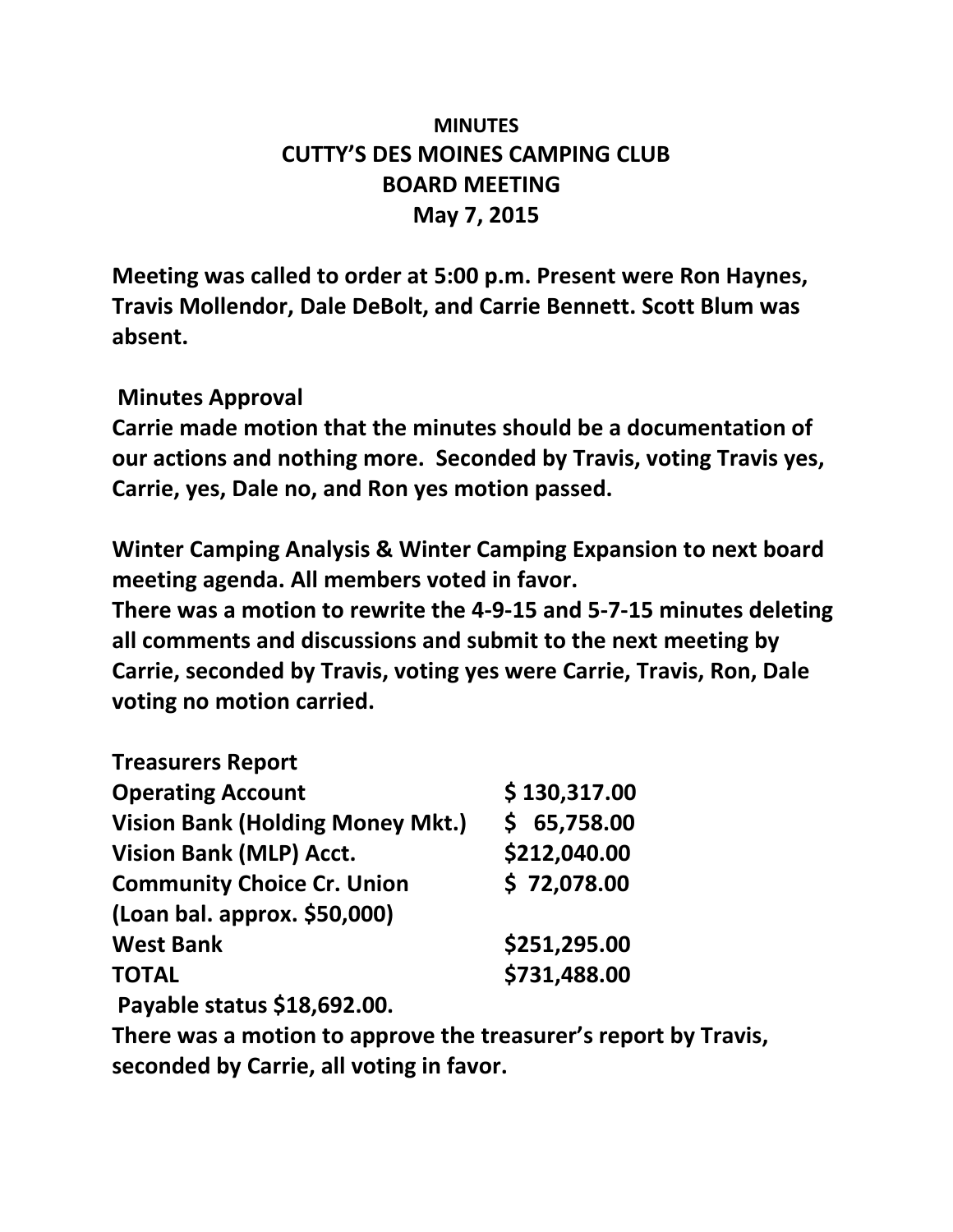# MINUTES

## CUTTY'S DES MOINES CAMPING CLUB

## BOARD MEETING

## May 7, 2015

**Meeting was called to order at 5:00 p.m. Present were Ron Haynes, Travis Mollendor, Dale DeBolt, and Carrie Bennett. Scott Blum was absent.**

**Minutes Approval**

**Carrie made motion that the minutes should be a documentation of our actions and nothing more. Seconded by Travis, voting Travis yes, Carrie, yes, Dale no, and Ron yes motion passed.**

**Winter Camping Analysis & Winter Camping Expansion to next board meeting agenda. All members voted in favor.**

**There was a motion to rewrite the 4-9-15 and 5-7-15 minutes deleting all comments and discussions and submit to the next meeting by Carrie, seconded by Travis, voting yes were Carrie, Travis, Ron, Dale voting no motion carried.**

**Treasurers Report**

| | |
|---|---|
| **Operating Account** | **$ 130,317.00** |
| **Vision Bank (Holding Money Mkt.)** | **$ 65,758.00** |
| **Vision Bank (MLP) Acct.** | **$212,040.00** |
| **Community Choice Cr. Union** | **$ 72,078.00** |
| **(Loan bal. approx. $50,000)** | |
| **West Bank** | **$251,295.00** |
| **TOTAL** | **$731,488.00** |

**Payable status $18,692.00.**

**There was a motion to approve the treasurer's report by Travis, seconded by Carrie, all voting in favor.**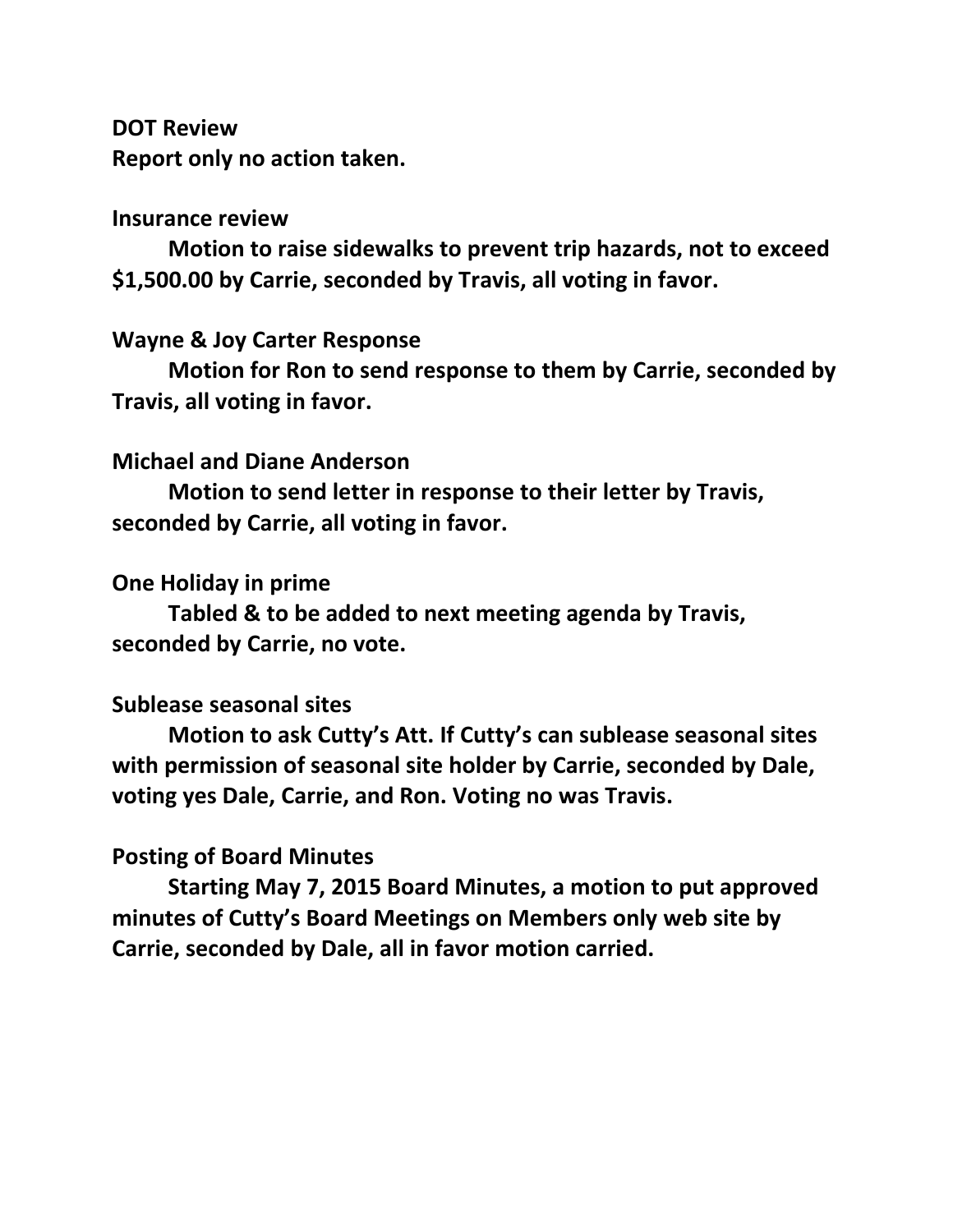**DOT Review**
**Report only no action taken.**

**Insurance review**

**Motion to raise sidewalks to prevent trip hazards, not to exceed $1,500.00 by Carrie, seconded by Travis, all voting in favor.**

**Wayne & Joy Carter Response**

**Motion for Ron to send response to them by Carrie, seconded by Travis, all voting in favor.**

**Michael and Diane Anderson**

**Motion to send letter in response to their letter by Travis, seconded by Carrie, all voting in favor.**

**One Holiday in prime**

**Tabled & to be added to next meeting agenda by Travis, seconded by Carrie, no vote.**

**Sublease seasonal sites**

**Motion to ask Cutty's Att. If Cutty's can sublease seasonal sites with permission of seasonal site holder by Carrie, seconded by Dale, voting yes Dale, Carrie, and Ron. Voting no was Travis.**

**Posting of Board Minutes**

**Starting May 7, 2015 Board Minutes, a motion to put approved minutes of Cutty's Board Meetings on Members only web site by Carrie, seconded by Dale, all in favor motion carried.**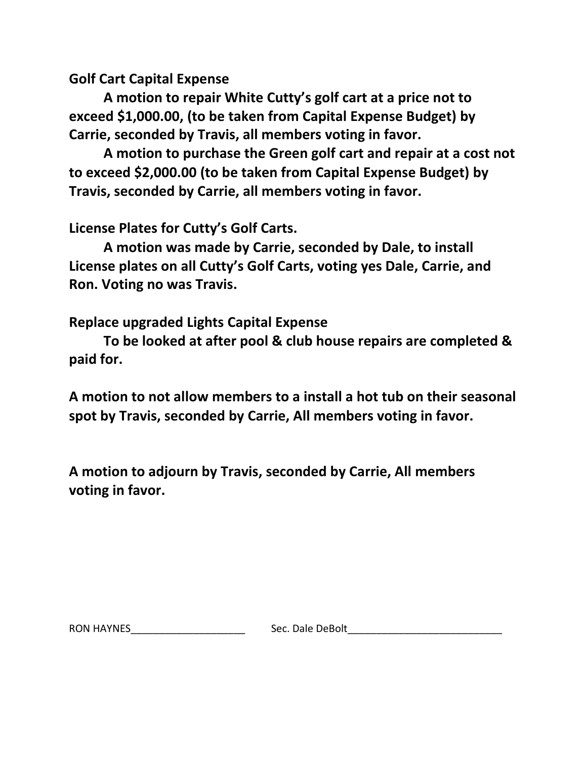**Golf Cart Capital Expense**

**A motion to repair White Cutty's golf cart at a price not to exceed $1,000.00, (to be taken from Capital Expense Budget) by Carrie, seconded by Travis, all members voting in favor.**

**A motion to purchase the Green golf cart and repair at a cost not to exceed $2,000.00 (to be taken from Capital Expense Budget) by Travis, seconded by Carrie, all members voting in favor.**

**License Plates for Cutty's Golf Carts.**

**A motion was made by Carrie, seconded by Dale, to install License plates on all Cutty's Golf Carts, voting yes Dale, Carrie, and Ron. Voting no was Travis.**

**Replace upgraded Lights Capital Expense**

**To be looked at after pool & club house repairs are completed & paid for.**

**A motion to not allow members to a install a hot tub on their seasonal spot by Travis, seconded by Carrie, All members voting in favor.**

**A motion to adjourn by Travis, seconded by Carrie, All members voting in favor.**

RON HAYNES____________________ Sec. Dale DeBolt___________________________